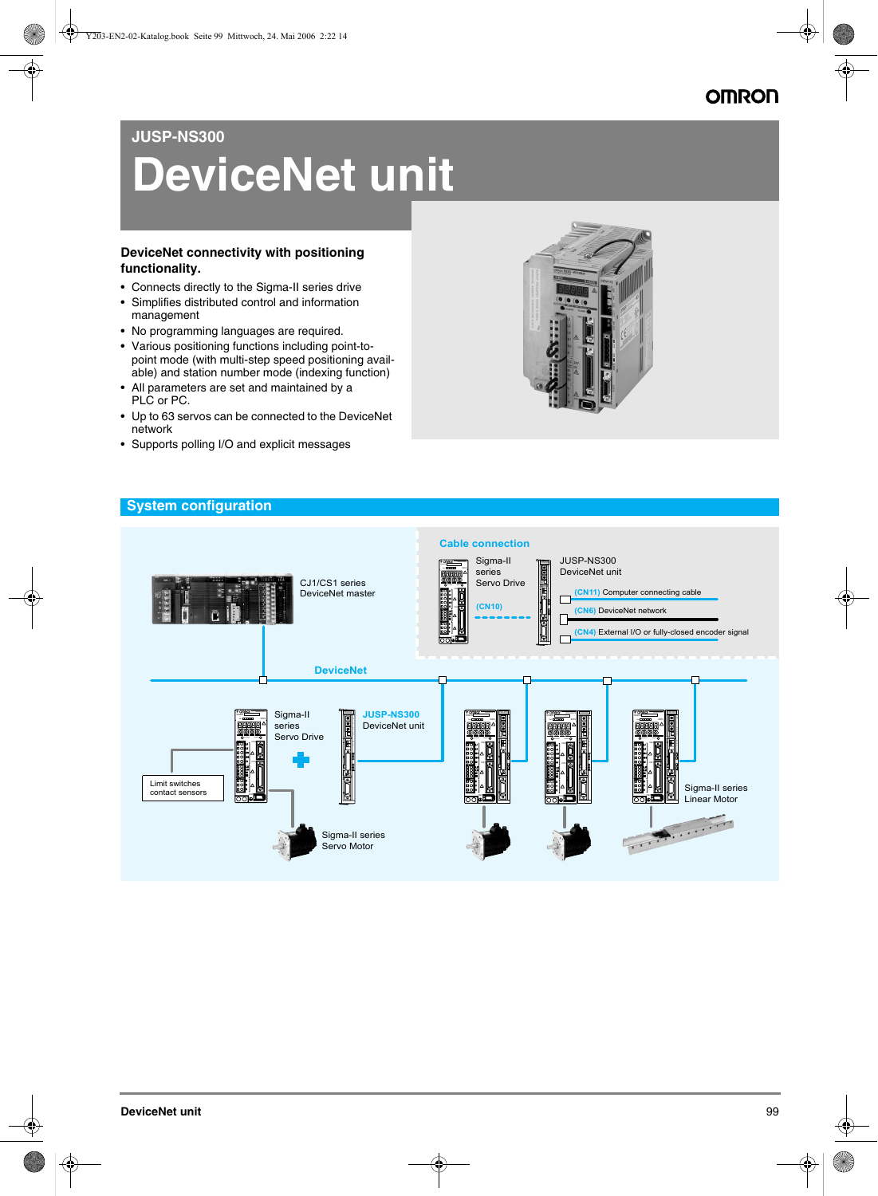## JUSP-NS300

# DeviceNet unit

### DeviceNet connectivity with positioning functionality.

- Connects directly to the Sigma-II series drive
- Simplifies distributed control and information management
- No programming languages are required.
- Various positioning functions including point-to-point mode (with multi-step speed positioning available) and station number mode (indexing function)
- All parameters are set and maintained by a PLC or PC.
- Up to 63 servos can be connected to the DeviceNet network
- Supports polling I/O and explicit messages

## System configuration

Cable connection

Sigma-II series Servo Drive

JUSP-NS300 DeviceNet unit

(CN11) Computer connecting cable

(CN10)

(CN6) DeviceNet network

(CN4) External I/O or fully-closed encoder signal

CJ1/CS1 series DeviceNet master

DeviceNet

Sigma-II series Servo Drive

JUSP-NS300 DeviceNet unit

Limit switches contact sensors

Sigma-II series Servo Motor

Sigma-II series Linear Motor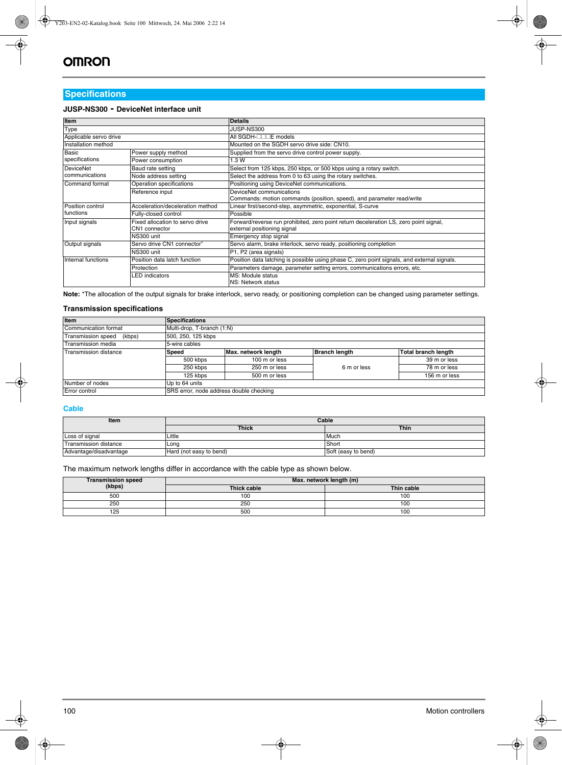## Specifications

### JUSP-NS300 - DeviceNet interface unit

| Item | | Details |
|---|---|---|
| Type | | JUSP-NS300 |
| Applicable servo drive | | All SGDH-□□□E models |
| Installation method | | Mounted on the SGDH servo drive side: CN10. |
| Basic specifications | Power supply method | Supplied from the servo drive control power supply. |
| | Power consumption | 1.3 W |
| DeviceNet communications | Baud rate setting | Select from 125 kbps, 250 kbps, or 500 kbps using a rotary switch. |
| | Node address setting | Select the address from 0 to 63 using the rotary switches. |
| Command format | Operation specifications | Positioning using DeviceNet communications. |
| | Reference input | DeviceNet communications<br>Commands: motion commands (position, speed), and parameter read/write |
| Position control functions | Acceleration/deceleration method | Linear first/second-step, asymmetric, exponential, S-curve |
| | Fully-closed control | Possible |
| Input signals | Fixed allocation to servo drive CN1 connector | Forward/reverse run prohibited, zero point return deceleration LS, zero point signal, external positioning signal |
| | NS300 unit | Emergency stop signal |
| Output signals | Servo drive CN1 connector* | Servo alarm, brake interlock, servo ready, positioning completion |
| | NS300 unit | P1, P2 (area signals) |
| Internal functions | Position data latch function | Position data latching is possible using phase C, zero point signals, and external signals. |
| | Protection | Parameters damage, parameter setting errors, communications errors, etc. |
| | LED indicators | MS: Module status<br>NS: Network status |

**Note:** *The allocation of the output signals for brake interlock, servo ready, or positioning completion can be changed using parameter settings.

### Transmission specifications

| Item | Specifications | | | |
|---|---|---|---|---|
| Communication format | Multi-drop, T-branch (1:N) | | | |
| Transmission speed (kbps) | 500, 250, 125 kbps | | | |
| Transmission media | 5-wire cables | | | |
| Transmission distance | **Speed** | **Max. network length** | **Branch length** | **Total branch length** |
| | 500 kbps | 100 m or less | 6 m or less | 39 m or less |
| | 250 kbps | 250 m or less | | 78 m or less |
| | 125 kbps | 500 m or less | | 156 m or less |
| Number of nodes | Up to 64 units | | | |
| Error control | SRS error, node address double checking | | | |

### Cable

| Item | Cable | |
|---|---|---|
| | Thick | Thin |
| Loss of signal | Little | Much |
| Transmission distance | Long | Short |
| Advantage/disadvantage | Hard (not easy to bend) | Soft (easy to bend) |

The maximum network lengths differ in accordance with the cable type as shown below.

| Transmission speed (kbps) | Max. network length (m) | |
|---|---|---|
| | Thick cable | Thin cable |
| 500 | 100 | 100 |
| 250 | 250 | 100 |
| 125 | 500 | 100 |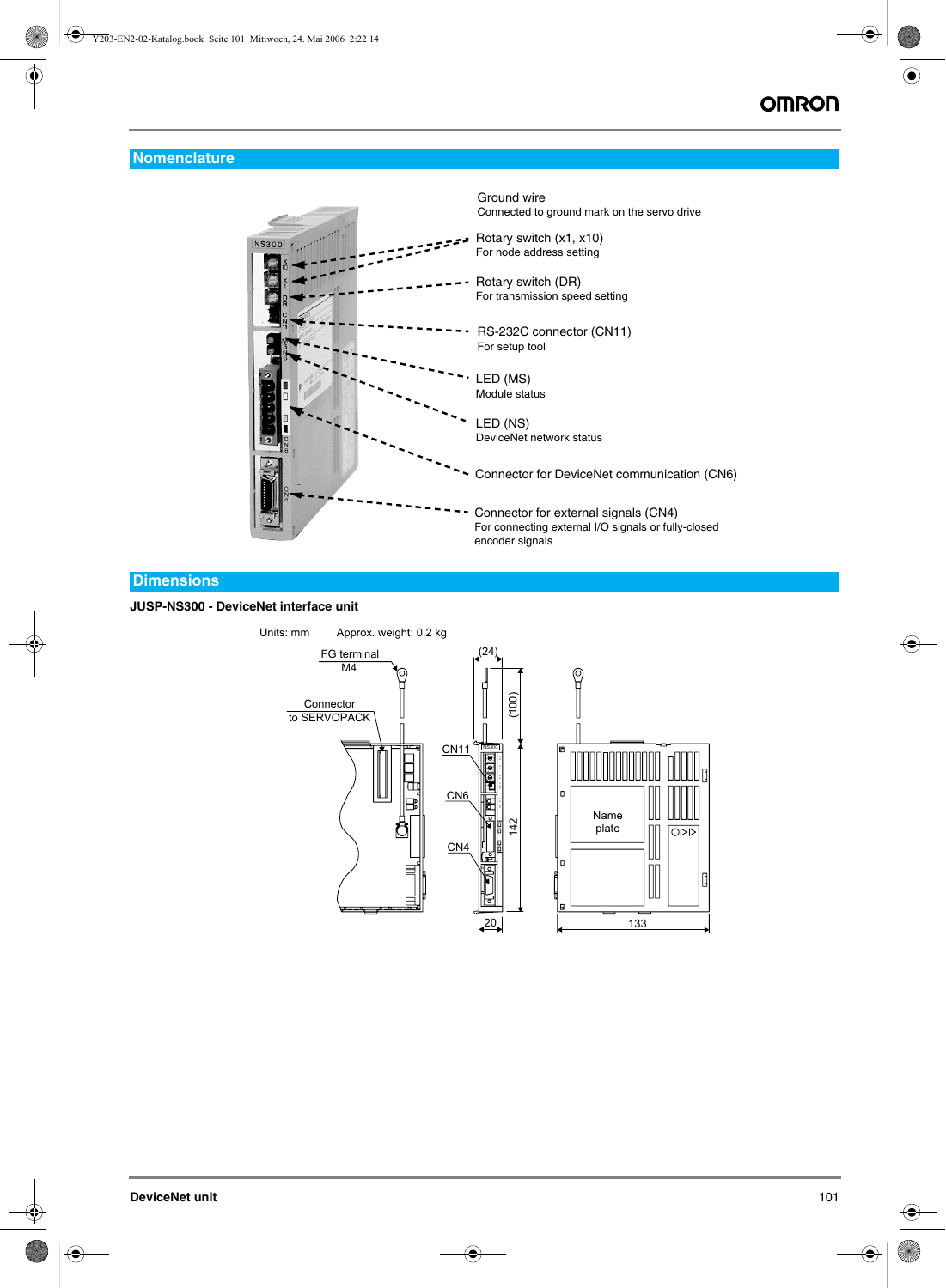## Nomenclature

Ground wire
Connected to ground mark on the servo drive

Rotary switch (x1, x10)
For node address setting

Rotary switch (DR)
For transmission speed setting

RS-232C connector (CN11)
For setup tool

LED (MS)
Module status

LED (NS)
DeviceNet network status

Connector for DeviceNet communication (CN6)

Connector for external signals (CN4)
For connecting external I/O signals or fully-closed encoder signals

## Dimensions

**JUSP-NS300 - DeviceNet interface unit**

Units: mm    Approx. weight: 0.2 kg

FG terminal M4

Connector to SERVOPACK

CN11

CN6

CN4

(24)

(100)

142

20

133

Name plate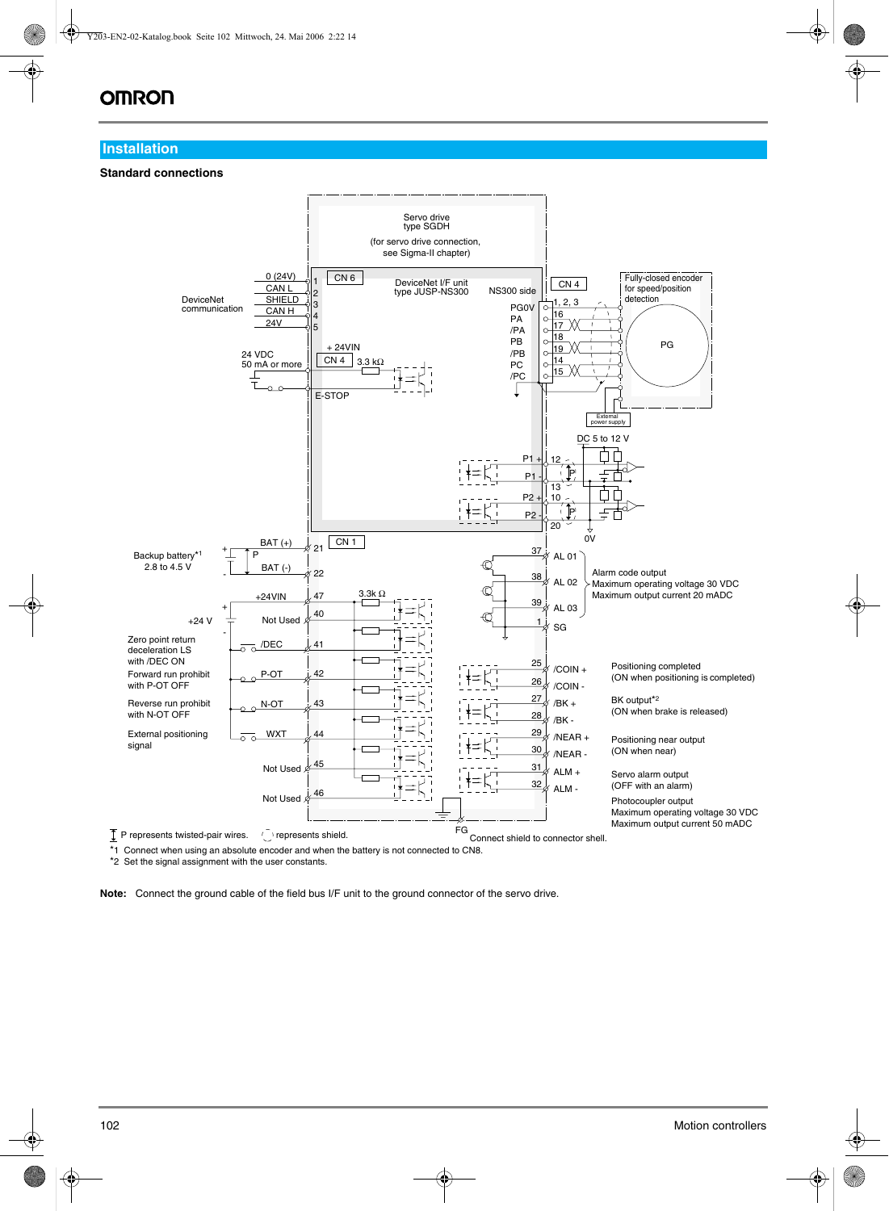## Installation

### Standard connections

Servo drive type SGDH (for servo drive connection, see Sigma-II chapter)

DeviceNet I/F unit type JUSP-NS300

NS300 side

CN 6

| Pin | Signal |
|---|---|
| 1 | 0 (24V) |
| 2 | CAN L |
| 3 | SHIELD |
| 4 | CAN H |
| 5 | 24V |

DeviceNet communication

CN 4

24 VDC 50 mA or more

+ 24VIN

3.3 kΩ

E-STOP

CN 4

| Signal | Pin |
|---|---|
| PG0V | 1, 2, 3 |
| PA | 16 |
| /PA | 17 |
| PB | 18 |
| /PB | 19 |
| PC | 14 |
| /PC | 15 |

Fully-closed encoder for speed/position detection

PG

External power supply

DC 5 to 12 V

| Signal | Pin |
|---|---|
| P1 + | 12 |
| P1 - | 13 |
| P2 + | 10 |
| P2 - | 20 |

0V

CN 1

Backup battery*1 2.8 to 4.5 V

| Signal | Pin |
|---|---|
| BAT (+) | 21 |
| BAT (-) | 22 |

+24 V

3.3k Ω

| Function | Signal | Pin |
|---|---|---|
| | +24VIN | 47 |
| | Not Used | 40 |
| Zero point return deceleration LS with /DEC ON | /DEC | 41 |
| Forward run prohibit with P-OT OFF | P-OT | 42 |
| Reverse run prohibit with N-OT OFF | N-OT | 43 |
| External positioning signal | WXT | 44 |
| | Not Used | 45 |
| | Not Used | 46 |

| Pin | Signal | Description |
|---|---|---|
| 37 | AL 01 | Alarm code output<br>Maximum operating voltage 30 VDC<br>Maximum output current 20 mADC |
| 38 | AL 02 | |
| 39 | AL 03 | |
| 1 | SG | |
| 25 | /COIN + | Positioning completed (ON when positioning is completed) |
| 26 | /COIN - | |
| 27 | /BK + | BK output*2 (ON when brake is released) |
| 28 | /BK - | |
| 29 | /NEAR + | Positioning near output (ON when near) |
| 30 | /NEAR - | |
| 31 | ALM + | Servo alarm output (OFF with an alarm) |
| 32 | ALM - | |

Photocoupler output
Maximum operating voltage 30 VDC
Maximum output current 50 mADC

FG

Connect shield to connector shell.

P represents twisted-pair wires. ( ) represents shield.

*1 Connect when using an absolute encoder and when the battery is not connected to CN8.

*2 Set the signal assignment with the user constants.

**Note:** Connect the ground cable of the field bus I/F unit to the ground connector of the servo drive.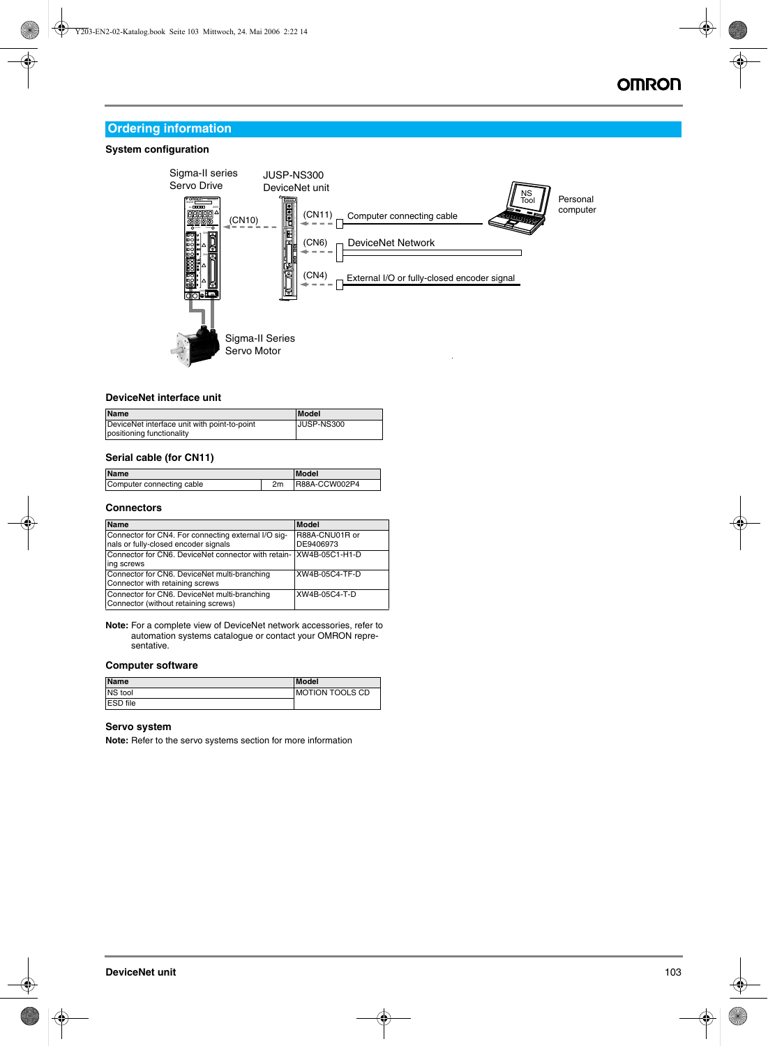## Ordering information

### System configuration

Sigma-II series Servo Drive

JUSP-NS300 DeviceNet unit

(CN10)

(CN11) Computer connecting cable

(CN6) DeviceNet Network

(CN4) External I/O or fully-closed encoder signal

NS Tool

Personal computer

Sigma-II Series Servo Motor

### DeviceNet interface unit

| Name | Model |
|---|---|
| DeviceNet interface unit with point-to-point positioning functionality | JUSP-NS300 |

### Serial cable (for CN11)

| Name | | Model |
|---|---|---|
| Computer connecting cable | 2m | R88A-CCW002P4 |

### Connectors

| Name | Model |
|---|---|
| Connector for CN4. For connecting external I/O signals or fully-closed encoder signals | R88A-CNU01R or DE9406973 |
| Connector for CN6. DeviceNet connector with retaining screws | XW4B-05C1-H1-D |
| Connector for CN6. DeviceNet multi-branching Connector with retaining screws | XW4B-05C4-TF-D |
| Connector for CN6. DeviceNet multi-branching Connector (without retaining screws) | XW4B-05C4-T-D |

**Note:** For a complete view of DeviceNet network accessories, refer to automation systems catalogue or contact your OMRON representative.

### Computer software

| Name | Model |
|---|---|
| NS tool | MOTION TOOLS CD |
| ESD file | |

### Servo system

**Note:** Refer to the servo systems section for more information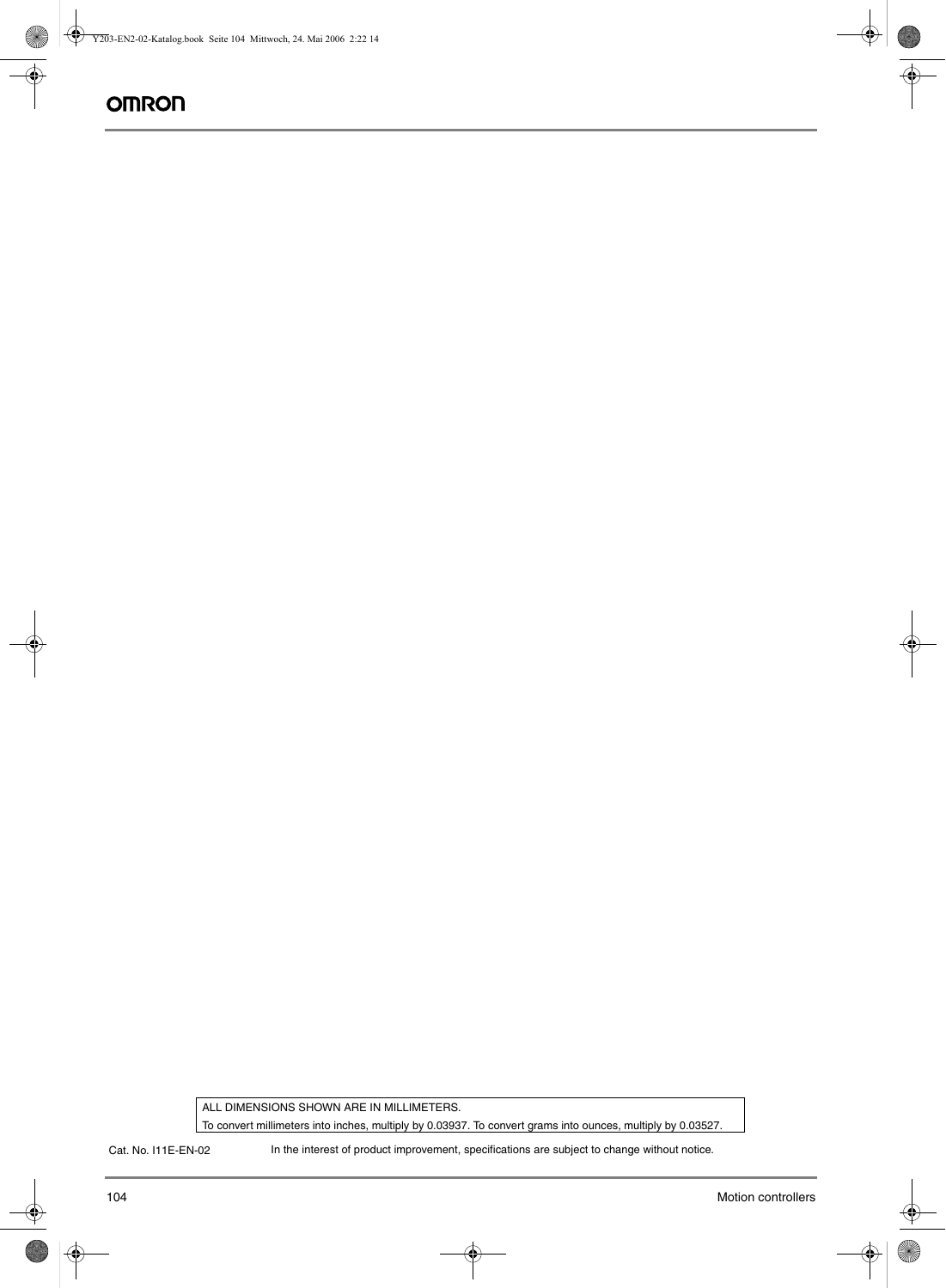ALL DIMENSIONS SHOWN ARE IN MILLIMETERS.

To convert millimeters into inches, multiply by 0.03937. To convert grams into ounces, multiply by 0.03527.

Cat. No. I11E-EN-02

In the interest of product improvement, specifications are subject to change without notice.